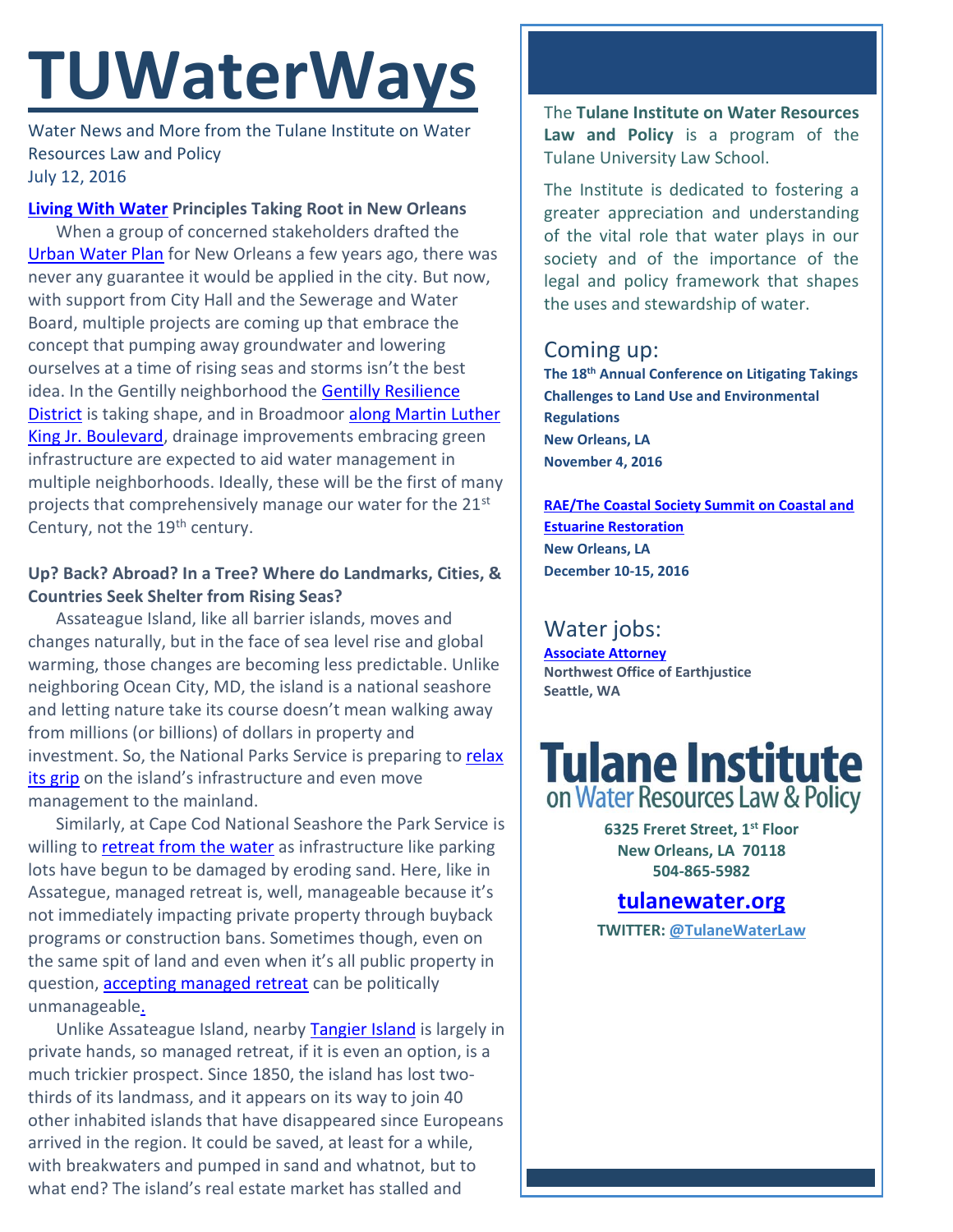# TUWaterWays

Water News and More from the Tulane Institute on Water Resources Law and Policy
July 12, 2016

### Living With Water Principles Taking Root in New Orleans

When a group of concerned stakeholders drafted the Urban Water Plan for New Orleans a few years ago, there was never any guarantee it would be applied in the city. But now, with support from City Hall and the Sewerage and Water Board, multiple projects are coming up that embrace the concept that pumping away groundwater and lowering ourselves at a time of rising seas and storms isn't the best idea. In the Gentilly neighborhood the Gentilly Resilience District is taking shape, and in Broadmoor along Martin Luther King Jr. Boulevard, drainage improvements embracing green infrastructure are expected to aid water management in multiple neighborhoods. Ideally, these will be the first of many projects that comprehensively manage our water for the 21st Century, not the 19th century.

### Up? Back? Abroad? In a Tree? Where do Landmarks, Cities, & Countries Seek Shelter from Rising Seas?

Assateague Island, like all barrier islands, moves and changes naturally, but in the face of sea level rise and global warming, those changes are becoming less predictable. Unlike neighboring Ocean City, MD, the island is a national seashore and letting nature take its course doesn't mean walking away from millions (or billions) of dollars in property and investment. So, the National Parks Service is preparing to relax its grip on the island's infrastructure and even move management to the mainland.

Similarly, at Cape Cod National Seashore the Park Service is willing to retreat from the water as infrastructure like parking lots have begun to be damaged by eroding sand. Here, like in Assategue, managed retreat is, well, manageable because it's not immediately impacting private property through buyback programs or construction bans. Sometimes though, even on the same spit of land and even when it's all public property in question, accepting managed retreat can be politically unmanageable.

Unlike Assateague Island, nearby Tangier Island is largely in private hands, so managed retreat, if it is even an option, is a much trickier prospect. Since 1850, the island has lost two-thirds of its landmass, and it appears on its way to join 40 other inhabited islands that have disappeared since Europeans arrived in the region. It could be saved, at least for a while, with breakwaters and pumped in sand and whatnot, but to what end? The island's real estate market has stalled and

---

The **Tulane Institute on Water Resources Law and Policy** is a program of the Tulane University Law School.

The Institute is dedicated to fostering a greater appreciation and understanding of the vital role that water plays in our society and of the importance of the legal and policy framework that shapes the uses and stewardship of water.

## Coming up:

**The 18th Annual Conference on Litigating Takings Challenges to Land Use and Environmental Regulations**
**New Orleans, LA**
**November 4, 2016**

**RAE/The Coastal Society Summit on Coastal and Estuarine Restoration**
**New Orleans, LA**
**December 10-15, 2016**

## Water jobs:

**Associate Attorney**
**Northwest Office of Earthjustice**
**Seattle, WA**

**Tulane Institute on Water Resources Law & Policy**

**6325 Freret Street, 1st Floor**
**New Orleans, LA 70118**
**504-865-5982**

**tulanewater.org**

**TWITTER: @TulaneWaterLaw**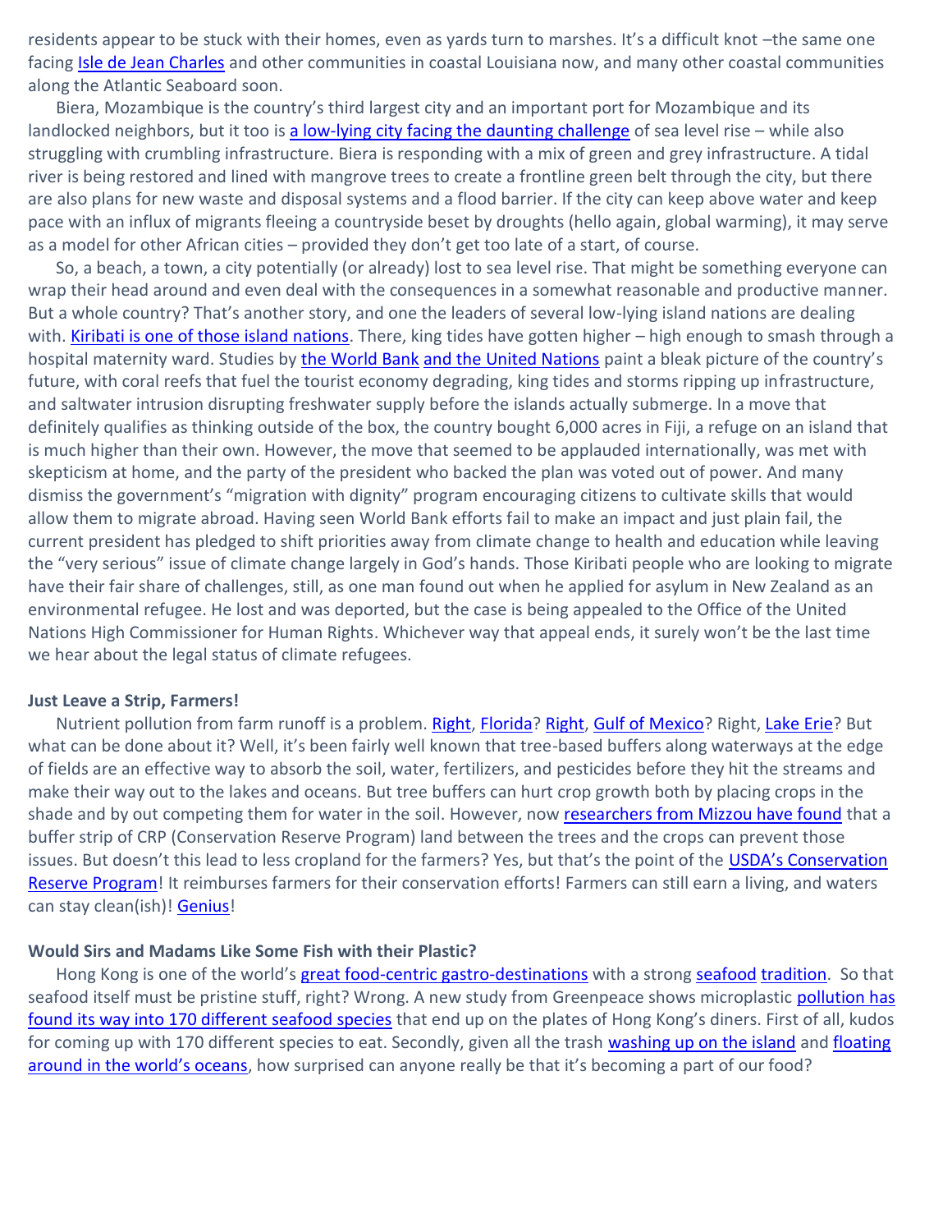residents appear to be stuck with their homes, even as yards turn to marshes. It's a difficult knot –the same one facing Isle de Jean Charles and other communities in coastal Louisiana now, and many other coastal communities along the Atlantic Seaboard soon.

Biera, Mozambique is the country's third largest city and an important port for Mozambique and its landlocked neighbors, but it too is a low-lying city facing the daunting challenge of sea level rise – while also struggling with crumbling infrastructure. Biera is responding with a mix of green and grey infrastructure. A tidal river is being restored and lined with mangrove trees to create a frontline green belt through the city, but there are also plans for new waste and disposal systems and a flood barrier. If the city can keep above water and keep pace with an influx of migrants fleeing a countryside beset by droughts (hello again, global warming), it may serve as a model for other African cities – provided they don't get too late of a start, of course.

So, a beach, a town, a city potentially (or already) lost to sea level rise. That might be something everyone can wrap their head around and even deal with the consequences in a somewhat reasonable and productive manner. But a whole country? That's another story, and one the leaders of several low-lying island nations are dealing with. Kiribati is one of those island nations. There, king tides have gotten higher – high enough to smash through a hospital maternity ward. Studies by the World Bank and the United Nations paint a bleak picture of the country's future, with coral reefs that fuel the tourist economy degrading, king tides and storms ripping up infrastructure, and saltwater intrusion disrupting freshwater supply before the islands actually submerge. In a move that definitely qualifies as thinking outside of the box, the country bought 6,000 acres in Fiji, a refuge on an island that is much higher than their own. However, the move that seemed to be applauded internationally, was met with skepticism at home, and the party of the president who backed the plan was voted out of power. And many dismiss the government's "migration with dignity" program encouraging citizens to cultivate skills that would allow them to migrate abroad. Having seen World Bank efforts fail to make an impact and just plain fail, the current president has pledged to shift priorities away from climate change to health and education while leaving the "very serious" issue of climate change largely in God's hands. Those Kiribati people who are looking to migrate have their fair share of challenges, still, as one man found out when he applied for asylum in New Zealand as an environmental refugee. He lost and was deported, but the case is being appealed to the Office of the United Nations High Commissioner for Human Rights. Whichever way that appeal ends, it surely won't be the last time we hear about the legal status of climate refugees.

**Just Leave a Strip, Farmers!**

Nutrient pollution from farm runoff is a problem. Right, Florida? Right, Gulf of Mexico? Right, Lake Erie? But what can be done about it? Well, it's been fairly well known that tree-based buffers along waterways at the edge of fields are an effective way to absorb the soil, water, fertilizers, and pesticides before they hit the streams and make their way out to the lakes and oceans. But tree buffers can hurt crop growth both by placing crops in the shade and by out competing them for water in the soil. However, now researchers from Mizzou have found that a buffer strip of CRP (Conservation Reserve Program) land between the trees and the crops can prevent those issues. But doesn't this lead to less cropland for the farmers? Yes, but that's the point of the USDA's Conservation Reserve Program! It reimburses farmers for their conservation efforts! Farmers can still earn a living, and waters can stay clean(ish)! Genius!

**Would Sirs and Madams Like Some Fish with their Plastic?**

Hong Kong is one of the world's great food-centric gastro-destinations with a strong seafood tradition. So that seafood itself must be pristine stuff, right? Wrong. A new study from Greenpeace shows microplastic pollution has found its way into 170 different seafood species that end up on the plates of Hong Kong's diners. First of all, kudos for coming up with 170 different species to eat. Secondly, given all the trash washing up on the island and floating around in the world's oceans, how surprised can anyone really be that it's becoming a part of our food?